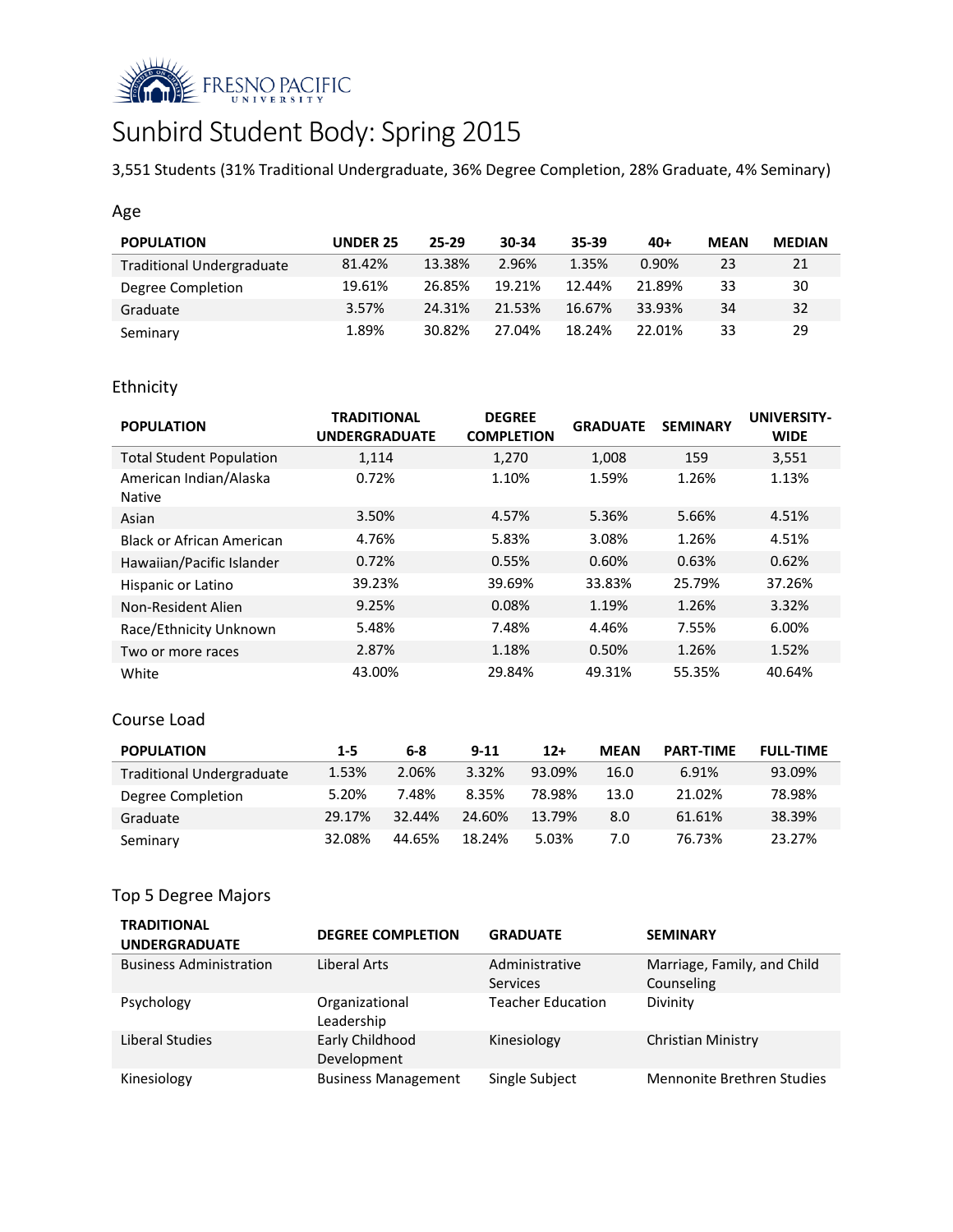FRESNO PACIFIC UNIVERSITY

# Sunbird Student Body: Spring 2015

3,551 Students (31% Traditional Undergraduate, 36% Degree Completion, 28% Graduate, 4% Seminary)

## Age

| POPULATION | UNDER 25 | 25-29 | 30-34 | 35-39 | 40+ | MEAN | MEDIAN |
|---|---|---|---|---|---|---|---|
| Traditional Undergraduate | 81.42% | 13.38% | 2.96% | 1.35% | 0.90% | 23 | 21 |
| Degree Completion | 19.61% | 26.85% | 19.21% | 12.44% | 21.89% | 33 | 30 |
| Graduate | 3.57% | 24.31% | 21.53% | 16.67% | 33.93% | 34 | 32 |
| Seminary | 1.89% | 30.82% | 27.04% | 18.24% | 22.01% | 33 | 29 |

## Ethnicity

| POPULATION | TRADITIONAL UNDERGRADUATE | DEGREE COMPLETION | GRADUATE | SEMINARY | UNIVERSITY-WIDE |
|---|---|---|---|---|---|
| Total Student Population | 1,114 | 1,270 | 1,008 | 159 | 3,551 |
| American Indian/Alaska Native | 0.72% | 1.10% | 1.59% | 1.26% | 1.13% |
| Asian | 3.50% | 4.57% | 5.36% | 5.66% | 4.51% |
| Black or African American | 4.76% | 5.83% | 3.08% | 1.26% | 4.51% |
| Hawaiian/Pacific Islander | 0.72% | 0.55% | 0.60% | 0.63% | 0.62% |
| Hispanic or Latino | 39.23% | 39.69% | 33.83% | 25.79% | 37.26% |
| Non-Resident Alien | 9.25% | 0.08% | 1.19% | 1.26% | 3.32% |
| Race/Ethnicity Unknown | 5.48% | 7.48% | 4.46% | 7.55% | 6.00% |
| Two or more races | 2.87% | 1.18% | 0.50% | 1.26% | 1.52% |
| White | 43.00% | 29.84% | 49.31% | 55.35% | 40.64% |

## Course Load

| POPULATION | 1-5 | 6-8 | 9-11 | 12+ | MEAN | PART-TIME | FULL-TIME |
|---|---|---|---|---|---|---|---|
| Traditional Undergraduate | 1.53% | 2.06% | 3.32% | 93.09% | 16.0 | 6.91% | 93.09% |
| Degree Completion | 5.20% | 7.48% | 8.35% | 78.98% | 13.0 | 21.02% | 78.98% |
| Graduate | 29.17% | 32.44% | 24.60% | 13.79% | 8.0 | 61.61% | 38.39% |
| Seminary | 32.08% | 44.65% | 18.24% | 5.03% | 7.0 | 76.73% | 23.27% |

## Top 5 Degree Majors

| TRADITIONAL UNDERGRADUATE | DEGREE COMPLETION | GRADUATE | SEMINARY |
|---|---|---|---|
| Business Administration | Liberal Arts | Administrative Services | Marriage, Family, and Child Counseling |
| Psychology | Organizational Leadership | Teacher Education | Divinity |
| Liberal Studies | Early Childhood Development | Kinesiology | Christian Ministry |
| Kinesiology | Business Management | Single Subject | Mennonite Brethren Studies |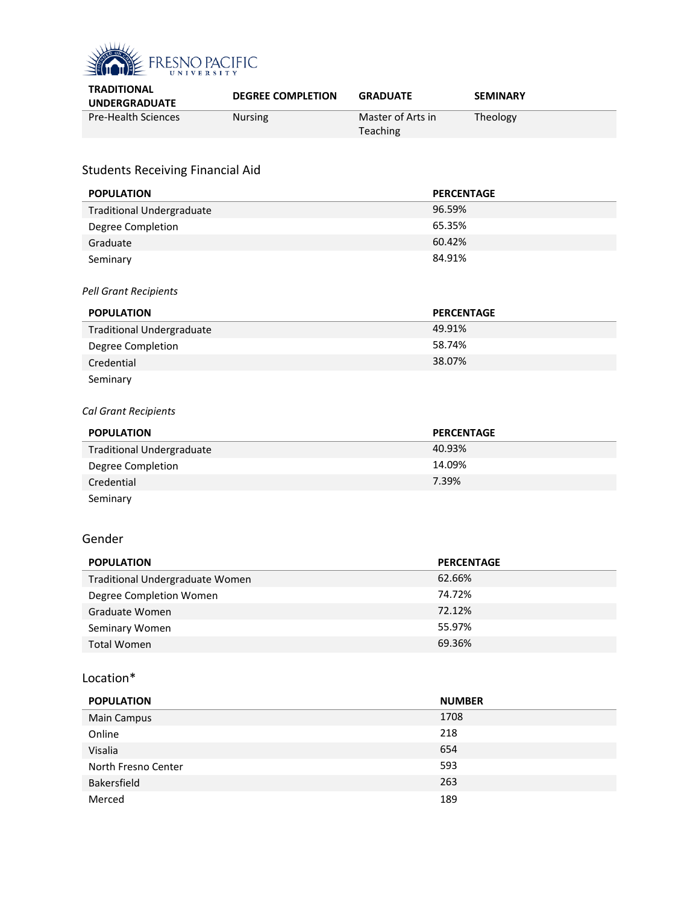| TRADITIONAL UNDERGRADUATE | DEGREE COMPLETION | GRADUATE | SEMINARY |
|---|---|---|---|
| Pre-Health Sciences | Nursing | Master of Arts in Teaching | Theology |

## Students Receiving Financial Aid

| POPULATION | PERCENTAGE |
|---|---|
| Traditional Undergraduate | 96.59% |
| Degree Completion | 65.35% |
| Graduate | 60.42% |
| Seminary | 84.91% |

*Pell Grant Recipients*

| POPULATION | PERCENTAGE |
|---|---|
| Traditional Undergraduate | 49.91% |
| Degree Completion | 58.74% |
| Credential | 38.07% |
| Seminary | |

*Cal Grant Recipients*

| POPULATION | PERCENTAGE |
|---|---|
| Traditional Undergraduate | 40.93% |
| Degree Completion | 14.09% |
| Credential | 7.39% |
| Seminary | |

## Gender

| POPULATION | PERCENTAGE |
|---|---|
| Traditional Undergraduate Women | 62.66% |
| Degree Completion Women | 74.72% |
| Graduate Women | 72.12% |
| Seminary Women | 55.97% |
| Total Women | 69.36% |

## Location*

| POPULATION | NUMBER |
|---|---|
| Main Campus | 1708 |
| Online | 218 |
| Visalia | 654 |
| North Fresno Center | 593 |
| Bakersfield | 263 |
| Merced | 189 |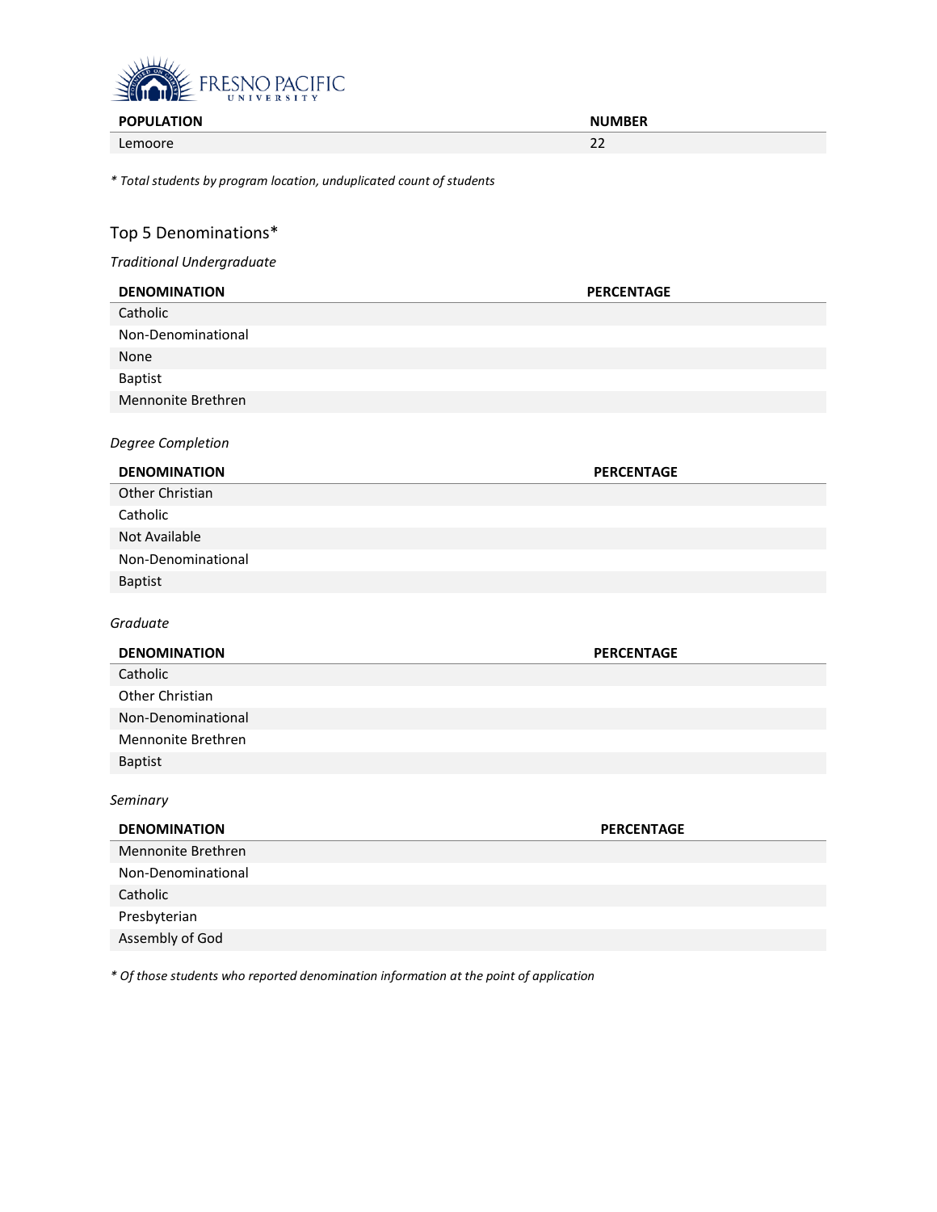| POPULATION | NUMBER |
|---|---|
| Lemoore | 22 |

*\* Total students by program location, unduplicated count of students*

## Top 5 Denominations*

*Traditional Undergraduate*

| DENOMINATION | PERCENTAGE |
|---|---|
| Catholic | |
| Non-Denominational | |
| None | |
| Baptist | |
| Mennonite Brethren | |

*Degree Completion*

| DENOMINATION | PERCENTAGE |
|---|---|
| Other Christian | |
| Catholic | |
| Not Available | |
| Non-Denominational | |
| Baptist | |

*Graduate*

| DENOMINATION | PERCENTAGE |
|---|---|
| Catholic | |
| Other Christian | |
| Non-Denominational | |
| Mennonite Brethren | |
| Baptist | |

*Seminary*

| DENOMINATION | PERCENTAGE |
|---|---|
| Mennonite Brethren | |
| Non-Denominational | |
| Catholic | |
| Presbyterian | |
| Assembly of God | |

*\* Of those students who reported denomination information at the point of application*